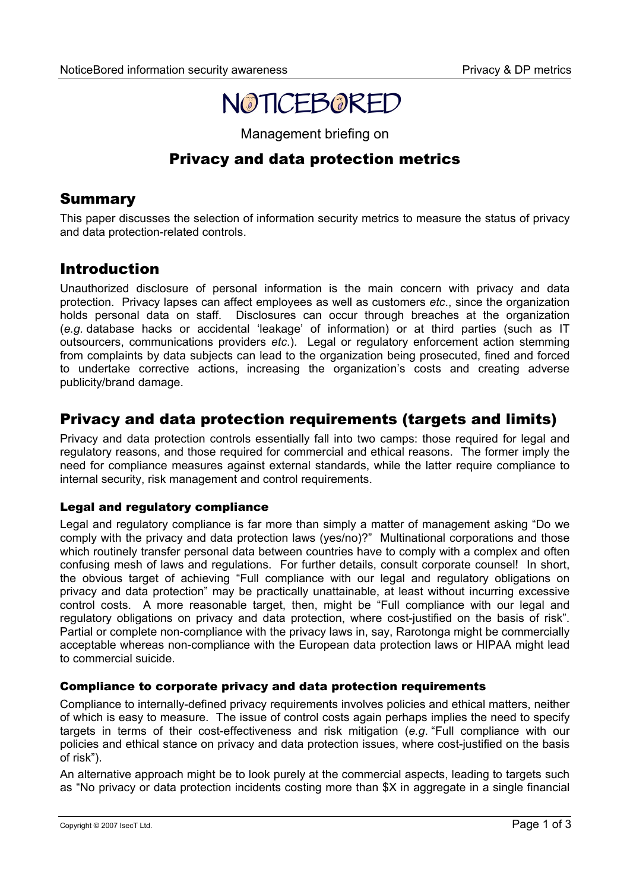# NOTICEBORED

Management briefing on

## Privacy and data protection metrics

## Summary

This paper discusses the selection of information security metrics to measure the status of privacy and data protection-related controls.

## Introduction

Unauthorized disclosure of personal information is the main concern with privacy and data protection. Privacy lapses can affect employees as well as customers *etc*., since the organization holds personal data on staff. Disclosures can occur through breaches at the organization (*e.g.* database hacks or accidental 'leakage' of information) or at third parties (such as IT outsourcers, communications providers *etc*.). Legal or regulatory enforcement action stemming from complaints by data subjects can lead to the organization being prosecuted, fined and forced to undertake corrective actions, increasing the organization's costs and creating adverse publicity/brand damage.

## Privacy and data protection requirements (targets and limits)

Privacy and data protection controls essentially fall into two camps: those required for legal and regulatory reasons, and those required for commercial and ethical reasons. The former imply the need for compliance measures against external standards, while the latter require compliance to internal security, risk management and control requirements.

### Legal and regulatory compliance

Legal and regulatory compliance is far more than simply a matter of management asking "Do we comply with the privacy and data protection laws (yes/no)?" Multinational corporations and those which routinely transfer personal data between countries have to comply with a complex and often confusing mesh of laws and regulations. For further details, consult corporate counsel! In short, the obvious target of achieving "Full compliance with our legal and regulatory obligations on privacy and data protection" may be practically unattainable, at least without incurring excessive control costs. A more reasonable target, then, might be "Full compliance with our legal and regulatory obligations on privacy and data protection, where cost-justified on the basis of risk". Partial or complete non-compliance with the privacy laws in, say, Rarotonga might be commercially acceptable whereas non-compliance with the European data protection laws or HIPAA might lead to commercial suicide.

### Compliance to corporate privacy and data protection requirements

Compliance to internally-defined privacy requirements involves policies and ethical matters, neither of which is easy to measure. The issue of control costs again perhaps implies the need to specify targets in terms of their cost-effectiveness and risk mitigation (*e.g*. "Full compliance with our policies and ethical stance on privacy and data protection issues, where cost-justified on the basis of risk").

An alternative approach might be to look purely at the commercial aspects, leading to targets such as "No privacy or data protection incidents costing more than $X in aggregate in a single financial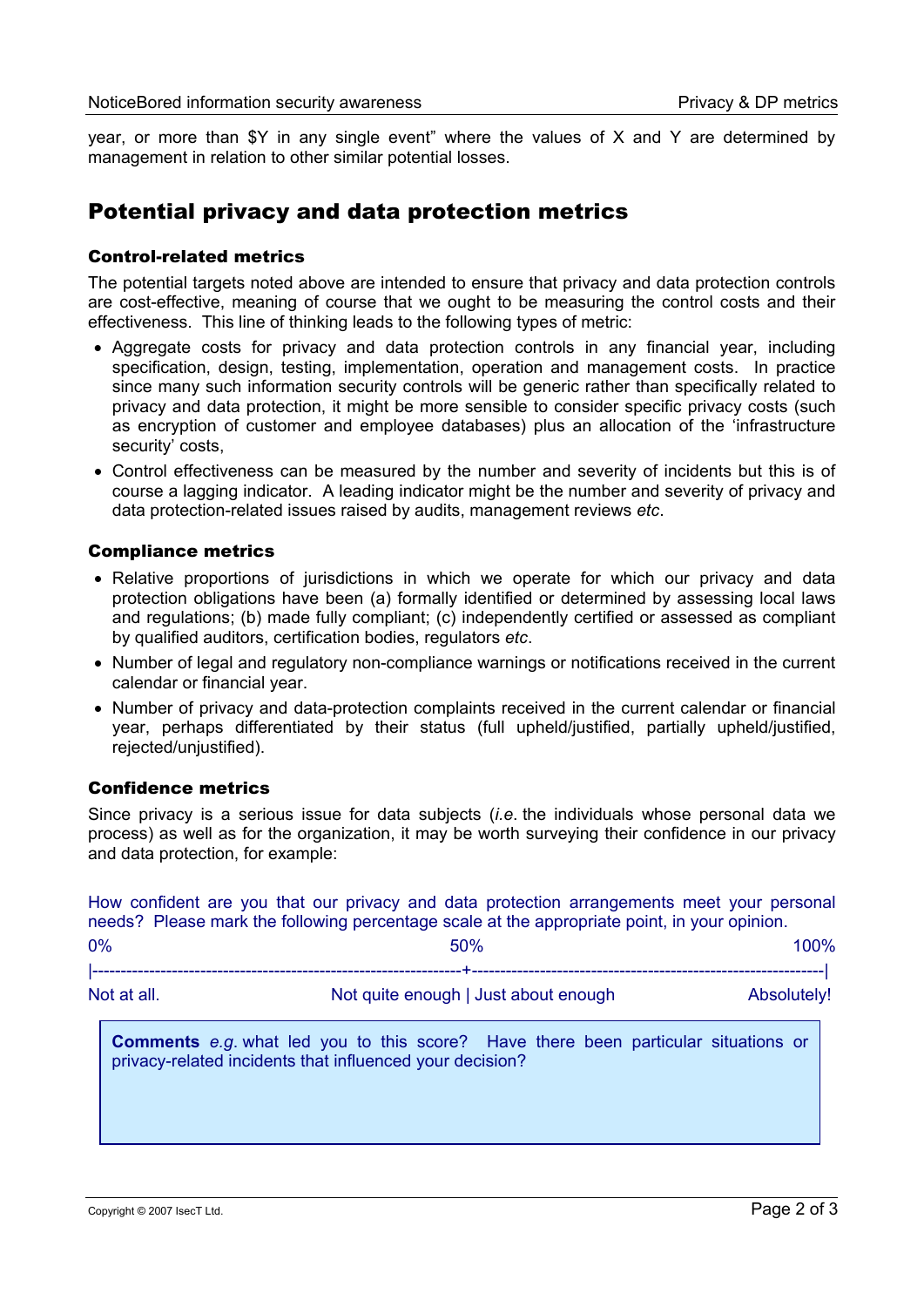year, or more than $Y in any single event" where the values of X and Y are determined by management in relation to other similar potential losses.

## Potential privacy and data protection metrics

### Control-related metrics

The potential targets noted above are intended to ensure that privacy and data protection controls are cost-effective, meaning of course that we ought to be measuring the control costs and their effectiveness. This line of thinking leads to the following types of metric:

- Aggregate costs for privacy and data protection controls in any financial year, including specification, design, testing, implementation, operation and management costs. In practice since many such information security controls will be generic rather than specifically related to privacy and data protection, it might be more sensible to consider specific privacy costs (such as encryption of customer and employee databases) plus an allocation of the 'infrastructure security' costs,
- Control effectiveness can be measured by the number and severity of incidents but this is of course a lagging indicator. A leading indicator might be the number and severity of privacy and data protection-related issues raised by audits, management reviews *etc*.

### Compliance metrics

- Relative proportions of jurisdictions in which we operate for which our privacy and data protection obligations have been (a) formally identified or determined by assessing local laws and regulations; (b) made fully compliant; (c) independently certified or assessed as compliant by qualified auditors, certification bodies, regulators *etc*.
- Number of legal and regulatory non-compliance warnings or notifications received in the current calendar or financial year.
- Number of privacy and data-protection complaints received in the current calendar or financial year, perhaps differentiated by their status (full upheld/justified, partially upheld/justified, rejected/unjustified).

### Confidence metrics

Since privacy is a serious issue for data subjects (*i.e.* the individuals whose personal data we process) as well as for the organization, it may be worth surveying their confidence in our privacy and data protection, for example:

How confident are you that our privacy and data protection arrangements meet your personal needs? Please mark the following percentage scale at the appropriate point, in your opinion.

```
0%                                    50%                                    100%
|------------------------------------+------------------------------------|
Not at all.        Not quite enough | Just about enough            Absolutely!
```

**Comments** *e.g.* what led you to this score? Have there been particular situations or privacy-related incidents that influenced your decision?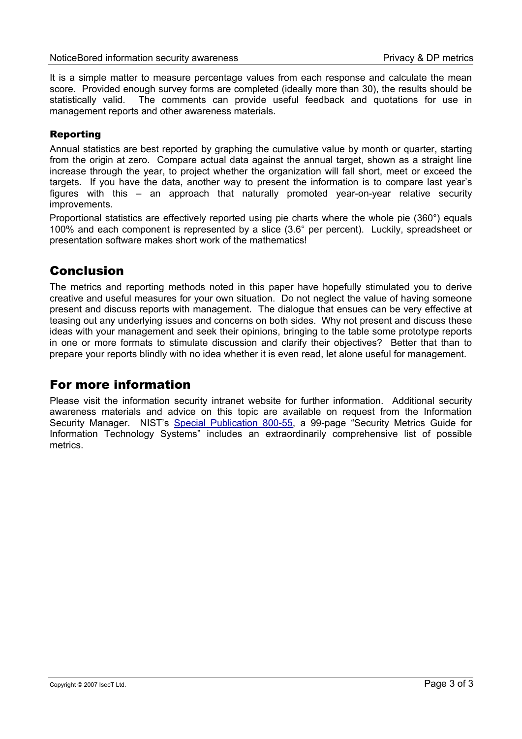It is a simple matter to measure percentage values from each response and calculate the mean score. Provided enough survey forms are completed (ideally more than 30), the results should be statistically valid. The comments can provide useful feedback and quotations for use in management reports and other awareness materials.

### Reporting

Annual statistics are best reported by graphing the cumulative value by month or quarter, starting from the origin at zero. Compare actual data against the annual target, shown as a straight line increase through the year, to project whether the organization will fall short, meet or exceed the targets. If you have the data, another way to present the information is to compare last year's figures with this – an approach that naturally promoted year-on-year relative security improvements.

Proportional statistics are effectively reported using pie charts where the whole pie (360°) equals 100% and each component is represented by a slice (3.6° per percent). Luckily, spreadsheet or presentation software makes short work of the mathematics!

## Conclusion

The metrics and reporting methods noted in this paper have hopefully stimulated you to derive creative and useful measures for your own situation. Do not neglect the value of having someone present and discuss reports with management. The dialogue that ensues can be very effective at teasing out any underlying issues and concerns on both sides. Why not present and discuss these ideas with your management and seek their opinions, bringing to the table some prototype reports in one or more formats to stimulate discussion and clarify their objectives? Better that than to prepare your reports blindly with no idea whether it is even read, let alone useful for management.

## For more information

Please visit the information security intranet website for further information. Additional security awareness materials and advice on this topic are available on request from the Information Security Manager. NIST's Special Publication 800-55, a 99-page "Security Metrics Guide for Information Technology Systems" includes an extraordinarily comprehensive list of possible metrics.